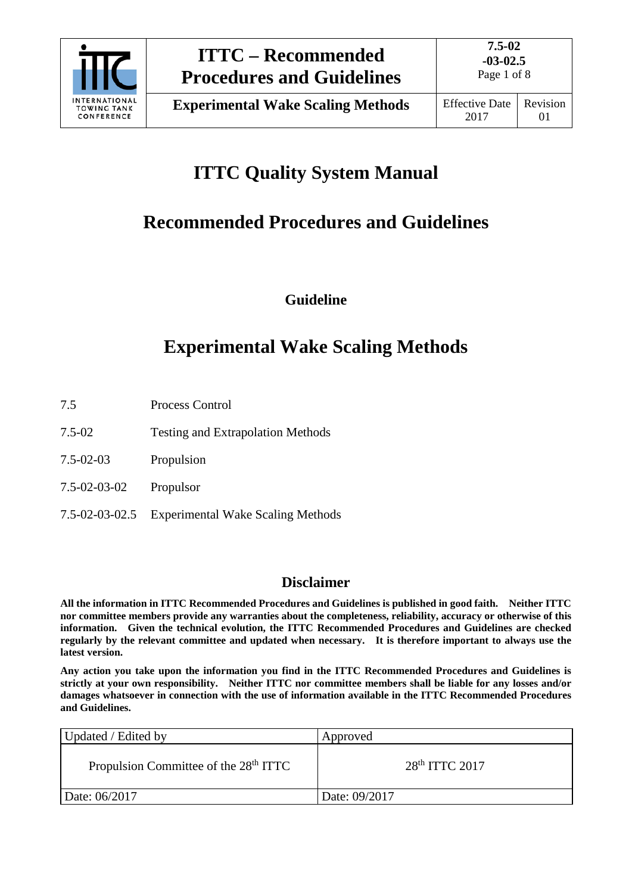# ITTC Quality System Manual

## Recommended Procedures and Guidelines

### Guideline

# Experimental Wake Scaling Methods

| | |
|---|---|
| 7.5 | Process Control |
| 7.5-02 | Testing and Extrapolation Methods |
| 7.5-02-03 | Propulsion |
| 7.5-02-03-02 | Propulsor |
| 7.5-02-03-02.5 | Experimental Wake Scaling Methods |

### Disclaimer

**All the information in ITTC Recommended Procedures and Guidelines is published in good faith. Neither ITTC nor committee members provide any warranties about the completeness, reliability, accuracy or otherwise of this information. Given the technical evolution, the ITTC Recommended Procedures and Guidelines are checked regularly by the relevant committee and updated when necessary. It is therefore important to always use the latest version.**

**Any action you take upon the information you find in the ITTC Recommended Procedures and Guidelines is strictly at your own responsibility. Neither ITTC nor committee members shall be liable for any losses and/or damages whatsoever in connection with the use of information available in the ITTC Recommended Procedures and Guidelines.**

| Updated / Edited by | Approved |
|---|---|
| Propulsion Committee of the 28th ITTC | 28th ITTC 2017 |
| Date: 06/2017 | Date: 09/2017 |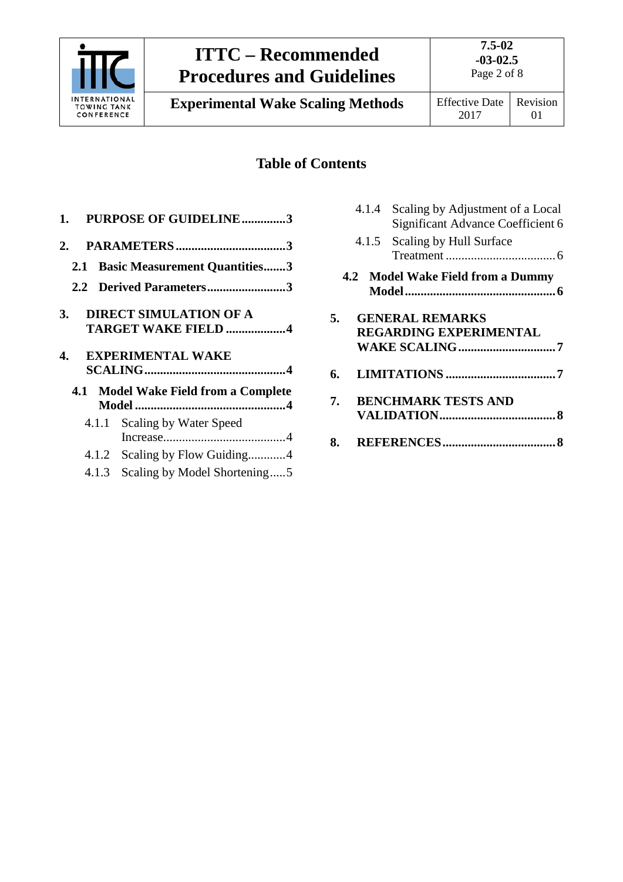## Table of Contents

1. **PURPOSE OF GUIDELINE**..............3
2. **PARAMETERS**..................................3
   - **2.1 Basic Measurement Quantities**.......3
   - **2.2 Derived Parameters**.........................3
3. **DIRECT SIMULATION OF A TARGET WAKE FIELD** ..................4
4. **EXPERIMENTAL WAKE SCALING**............................................4
   - **4.1 Model Wake Field from a Complete Model** ...............................................4
     - 4.1.1 Scaling by Water Speed Increase.......................................4
     - 4.1.2 Scaling by Flow Guiding............4
     - 4.1.3 Scaling by Model Shortening.....5
     - 4.1.4 Scaling by Adjustment of a Local Significant Advance Coefficient 6
     - 4.1.5 Scaling by Hull Surface Treatment ...................................6
   - **4.2 Model Wake Field from a Dummy Model**...............................................6
5. **GENERAL REMARKS REGARDING EXPERIMENTAL WAKE SCALING**...............................7
6. **LIMITATIONS**...................................7
7. **BENCHMARK TESTS AND VALIDATION**.....................................8
8. **REFERENCES**....................................8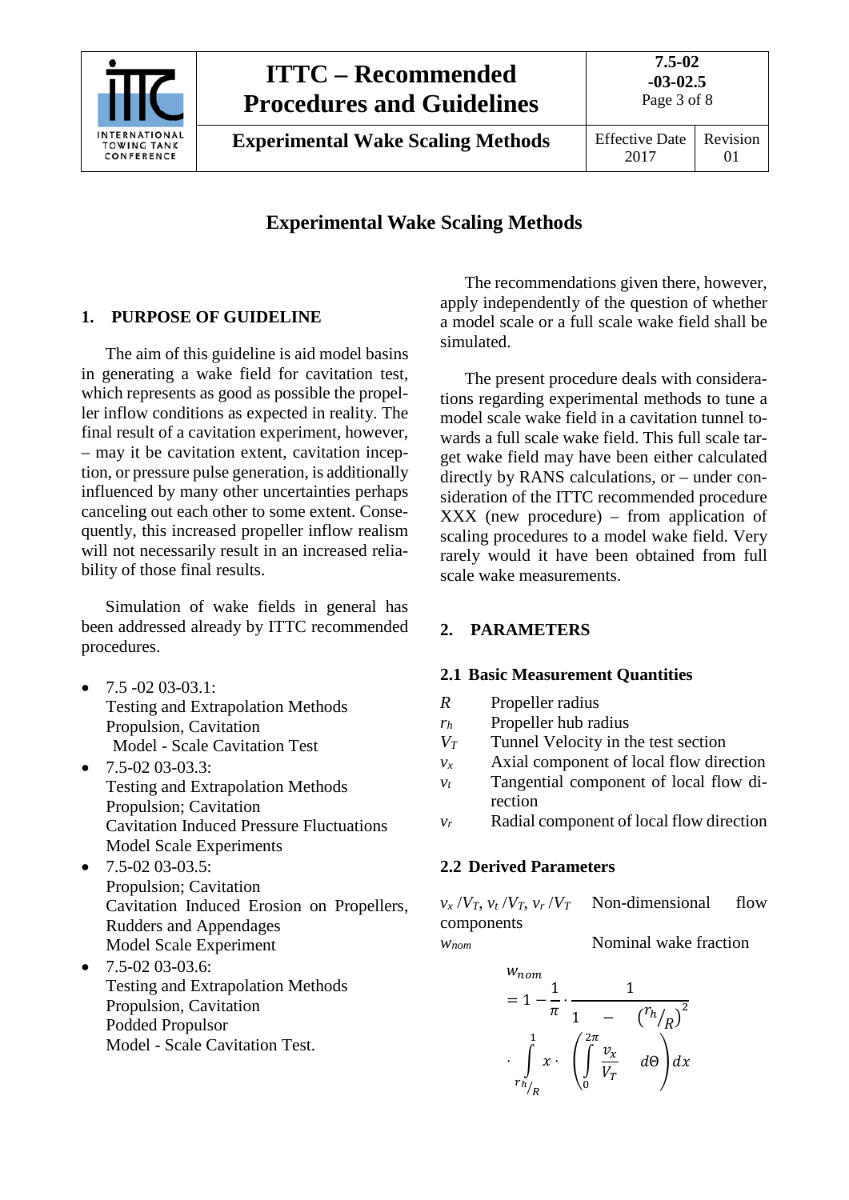# Experimental Wake Scaling Methods

## 1. PURPOSE OF GUIDELINE

The aim of this guideline is aid model basins in generating a wake field for cavitation test, which represents as good as possible the propeller inflow conditions as expected in reality. The final result of a cavitation experiment, however, – may it be cavitation extent, cavitation inception, or pressure pulse generation, is additionally influenced by many other uncertainties perhaps canceling out each other to some extent. Consequently, this increased propeller inflow realism will not necessarily result in an increased reliability of those final results.

Simulation of wake fields in general has been addressed already by ITTC recommended procedures.

- 7.5 -02 03-03.1:
  Testing and Extrapolation Methods
  Propulsion, Cavitation
  Model - Scale Cavitation Test
- 7.5-02 03-03.3:
  Testing and Extrapolation Methods
  Propulsion; Cavitation
  Cavitation Induced Pressure Fluctuations
  Model Scale Experiments
- 7.5-02 03-03.5:
  Propulsion; Cavitation
  Cavitation Induced Erosion on Propellers, Rudders and Appendages
  Model Scale Experiment
- 7.5-02 03-03.6:
  Testing and Extrapolation Methods
  Propulsion, Cavitation
  Podded Propulsor
  Model - Scale Cavitation Test.

The recommendations given there, however, apply independently of the question of whether a model scale or a full scale wake field shall be simulated.

The present procedure deals with considerations regarding experimental methods to tune a model scale wake field in a cavitation tunnel towards a full scale wake field. This full scale target wake field may have been either calculated directly by RANS calculations, or – under consideration of the ITTC recommended procedure XXX (new procedure) – from application of scaling procedures to a model wake field. Very rarely would it have been obtained from full scale wake measurements.

## 2. PARAMETERS

### 2.1 Basic Measurement Quantities

| | |
|---|---|
| $R$ | Propeller radius |
| $r_h$ | Propeller hub radius |
| $V_T$ | Tunnel Velocity in the test section |
| $v_x$ | Axial component of local flow direction |
| $v_t$ | Tangential component of local flow direction |
| $v_r$ | Radial component of local flow direction |

### 2.2 Derived Parameters

$v_x/V_T$, $v_t/V_T$, $v_r/V_T$ Non-dimensional flow components

$w_{nom}$ Nominal wake fraction

$$w_{nom} = 1 - \frac{1}{\pi} \cdot \frac{1}{1 - \left({}^{r_h}/_{R}\right)^2} \cdot \int_{{}^{r_h}/_{R}}^{1} x \cdot \left( \int_{0}^{2\pi} \frac{v_x}{V_T} \quad d\Theta \right) dx$$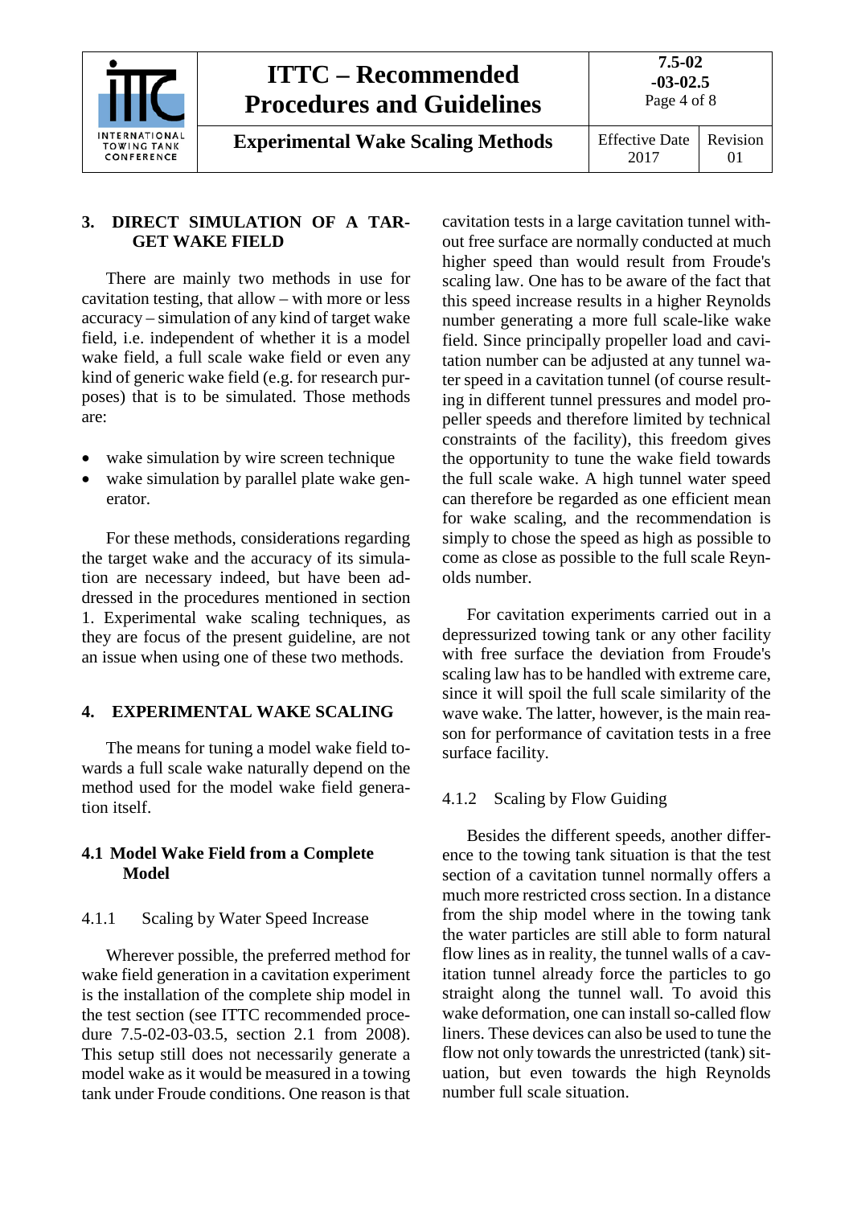## 3. DIRECT SIMULATION OF A TARGET WAKE FIELD

There are mainly two methods in use for cavitation testing, that allow – with more or less accuracy – simulation of any kind of target wake field, i.e. independent of whether it is a model wake field, a full scale wake field or even any kind of generic wake field (e.g. for research purposes) that is to be simulated. Those methods are:

- wake simulation by wire screen technique
- wake simulation by parallel plate wake generator.

For these methods, considerations regarding the target wake and the accuracy of its simulation are necessary indeed, but have been addressed in the procedures mentioned in section 1. Experimental wake scaling techniques, as they are focus of the present guideline, are not an issue when using one of these two methods.

## 4. EXPERIMENTAL WAKE SCALING

The means for tuning a model wake field towards a full scale wake naturally depend on the method used for the model wake field generation itself.

### 4.1 Model Wake Field from a Complete Model

#### 4.1.1 Scaling by Water Speed Increase

Wherever possible, the preferred method for wake field generation in a cavitation experiment is the installation of the complete ship model in the test section (see ITTC recommended procedure 7.5-02-03-03.5, section 2.1 from 2008). This setup still does not necessarily generate a model wake as it would be measured in a towing tank under Froude conditions. One reason is that cavitation tests in a large cavitation tunnel without free surface are normally conducted at much higher speed than would result from Froude's scaling law. One has to be aware of the fact that this speed increase results in a higher Reynolds number generating a more full scale-like wake field. Since principally propeller load and cavitation number can be adjusted at any tunnel water speed in a cavitation tunnel (of course resulting in different tunnel pressures and model propeller speeds and therefore limited by technical constraints of the facility), this freedom gives the opportunity to tune the wake field towards the full scale wake. A high tunnel water speed can therefore be regarded as one efficient mean for wake scaling, and the recommendation is simply to chose the speed as high as possible to come as close as possible to the full scale Reynolds number.

For cavitation experiments carried out in a depressurized towing tank or any other facility with free surface the deviation from Froude's scaling law has to be handled with extreme care, since it will spoil the full scale similarity of the wave wake. The latter, however, is the main reason for performance of cavitation tests in a free surface facility.

#### 4.1.2 Scaling by Flow Guiding

Besides the different speeds, another difference to the towing tank situation is that the test section of a cavitation tunnel normally offers a much more restricted cross section. In a distance from the ship model where in the towing tank the water particles are still able to form natural flow lines as in reality, the tunnel walls of a cavitation tunnel already force the particles to go straight along the tunnel wall. To avoid this wake deformation, one can install so-called flow liners. These devices can also be used to tune the flow not only towards the unrestricted (tank) situation, but even towards the high Reynolds number full scale situation.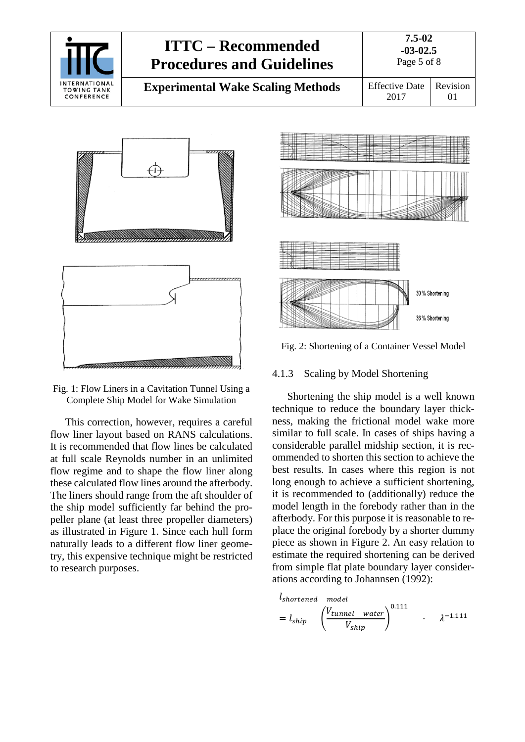Fig. 1: Flow Liners in a Cavitation Tunnel Using a Complete Ship Model for Wake Simulation

This correction, however, requires a careful flow liner layout based on RANS calculations. It is recommended that flow lines be calculated at full scale Reynolds number in an unlimited flow regime and to shape the flow liner along these calculated flow lines around the afterbody. The liners should range from the aft shoulder of the ship model sufficiently far behind the propeller plane (at least three propeller diameters) as illustrated in Figure 1. Since each hull form naturally leads to a different flow liner geometry, this expensive technique might be restricted to research purposes.

30 % Shortening

36 % Shortening

Fig. 2: Shortening of a Container Vessel Model

### 4.1.3 Scaling by Model Shortening

Shortening the ship model is a well known technique to reduce the boundary layer thickness, making the frictional model wake more similar to full scale. In cases of ships having a considerable parallel midship section, it is recommended to shorten this section to achieve the best results. In cases where this region is not long enough to achieve a sufficient shortening, it is recommended to (additionally) reduce the model length in the forebody rather than in the afterbody. For this purpose it is reasonable to replace the original forebody by a shorter dummy piece as shown in Figure 2. An easy relation to estimate the required shortening can be derived from simple flat plate boundary layer considerations according to Johannsen (1992):

$$l_{shortened\ \ model} = l_{ship} \left(\frac{V_{tunnel\ \ water}}{V_{ship}}\right)^{0.111} \cdot \lambda^{-1.111}$$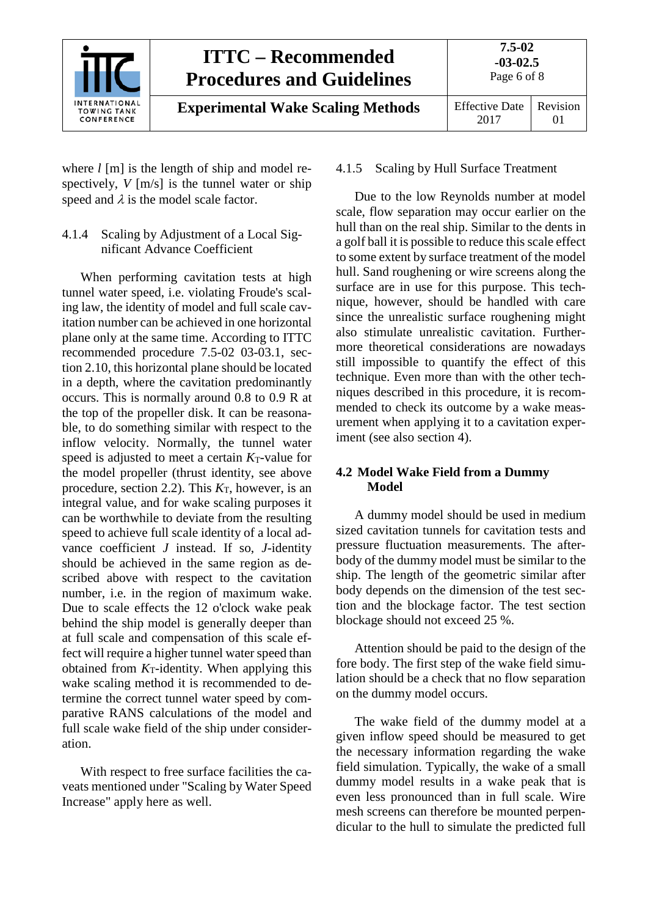where $l$ [m] is the length of ship and model respectively, $V$ [m/s] is the tunnel water or ship speed and $\lambda$ is the model scale factor.

#### 4.1.4 Scaling by Adjustment of a Local Significant Advance Coefficient

When performing cavitation tests at high tunnel water speed, i.e. violating Froude's scaling law, the identity of model and full scale cavitation number can be achieved in one horizontal plane only at the same time. According to ITTC recommended procedure 7.5-02 03-03.1, section 2.10, this horizontal plane should be located in a depth, where the cavitation predominantly occurs. This is normally around 0.8 to 0.9 R at the top of the propeller disk. It can be reasonable, to do something similar with respect to the inflow velocity. Normally, the tunnel water speed is adjusted to meet a certain $K_T$-value for the model propeller (thrust identity, see above procedure, section 2.2). This $K_T$, however, is an integral value, and for wake scaling purposes it can be worthwhile to deviate from the resulting speed to achieve full scale identity of a local advance coefficient $J$ instead. If so, $J$-identity should be achieved in the same region as described above with respect to the cavitation number, i.e. in the region of maximum wake. Due to scale effects the 12 o'clock wake peak behind the ship model is generally deeper than at full scale and compensation of this scale effect will require a higher tunnel water speed than obtained from $K_T$-identity. When applying this wake scaling method it is recommended to determine the correct tunnel water speed by comparative RANS calculations of the model and full scale wake field of the ship under consideration.

With respect to free surface facilities the caveats mentioned under "Scaling by Water Speed Increase" apply here as well.

#### 4.1.5 Scaling by Hull Surface Treatment

Due to the low Reynolds number at model scale, flow separation may occur earlier on the hull than on the real ship. Similar to the dents in a golf ball it is possible to reduce this scale effect to some extent by surface treatment of the model hull. Sand roughening or wire screens along the surface are in use for this purpose. This technique, however, should be handled with care since the unrealistic surface roughening might also stimulate unrealistic cavitation. Furthermore theoretical considerations are nowadays still impossible to quantify the effect of this technique. Even more than with the other techniques described in this procedure, it is recommended to check its outcome by a wake measurement when applying it to a cavitation experiment (see also section 4).

### 4.2 Model Wake Field from a Dummy Model

A dummy model should be used in medium sized cavitation tunnels for cavitation tests and pressure fluctuation measurements. The afterbody of the dummy model must be similar to the ship. The length of the geometric similar after body depends on the dimension of the test section and the blockage factor. The test section blockage should not exceed 25 %.

Attention should be paid to the design of the fore body. The first step of the wake field simulation should be a check that no flow separation on the dummy model occurs.

The wake field of the dummy model at a given inflow speed should be measured to get the necessary information regarding the wake field simulation. Typically, the wake of a small dummy model results in a wake peak that is even less pronounced than in full scale. Wire mesh screens can therefore be mounted perpendicular to the hull to simulate the predicted full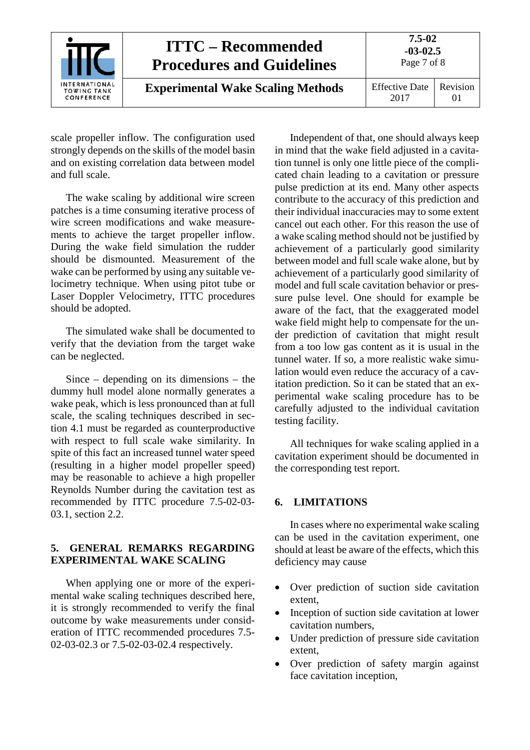scale propeller inflow. The configuration used strongly depends on the skills of the model basin and on existing correlation data between model and full scale.

The wake scaling by additional wire screen patches is a time consuming iterative process of wire screen modifications and wake measurements to achieve the target propeller inflow. During the wake field simulation the rudder should be dismounted. Measurement of the wake can be performed by using any suitable velocimetry technique. When using pitot tube or Laser Doppler Velocimetry, ITTC procedures should be adopted.

The simulated wake shall be documented to verify that the deviation from the target wake can be neglected.

Since – depending on its dimensions – the dummy hull model alone normally generates a wake peak, which is less pronounced than at full scale, the scaling techniques described in section 4.1 must be regarded as counterproductive with respect to full scale wake similarity. In spite of this fact an increased tunnel water speed (resulting in a higher model propeller speed) may be reasonable to achieve a high propeller Reynolds Number during the cavitation test as recommended by ITTC procedure 7.5-02-03-03.1, section 2.2.

## 5. GENERAL REMARKS REGARDING EXPERIMENTAL WAKE SCALING

When applying one or more of the experimental wake scaling techniques described here, it is strongly recommended to verify the final outcome by wake measurements under consideration of ITTC recommended procedures 7.5-02-03-02.3 or 7.5-02-03-02.4 respectively.

Independent of that, one should always keep in mind that the wake field adjusted in a cavitation tunnel is only one little piece of the complicated chain leading to a cavitation or pressure pulse prediction at its end. Many other aspects contribute to the accuracy of this prediction and their individual inaccuracies may to some extent cancel out each other. For this reason the use of a wake scaling method should not be justified by achievement of a particularly good similarity between model and full scale wake alone, but by achievement of a particularly good similarity of model and full scale cavitation behavior or pressure pulse level. One should for example be aware of the fact, that the exaggerated model wake field might help to compensate for the under prediction of cavitation that might result from a too low gas content as it is usual in the tunnel water. If so, a more realistic wake simulation would even reduce the accuracy of a cavitation prediction. So it can be stated that an experimental wake scaling procedure has to be carefully adjusted to the individual cavitation testing facility.

All techniques for wake scaling applied in a cavitation experiment should be documented in the corresponding test report.

## 6. LIMITATIONS

In cases where no experimental wake scaling can be used in the cavitation experiment, one should at least be aware of the effects, which this deficiency may cause

- Over prediction of suction side cavitation extent,
- Inception of suction side cavitation at lower cavitation numbers,
- Under prediction of pressure side cavitation extent,
- Over prediction of safety margin against face cavitation inception,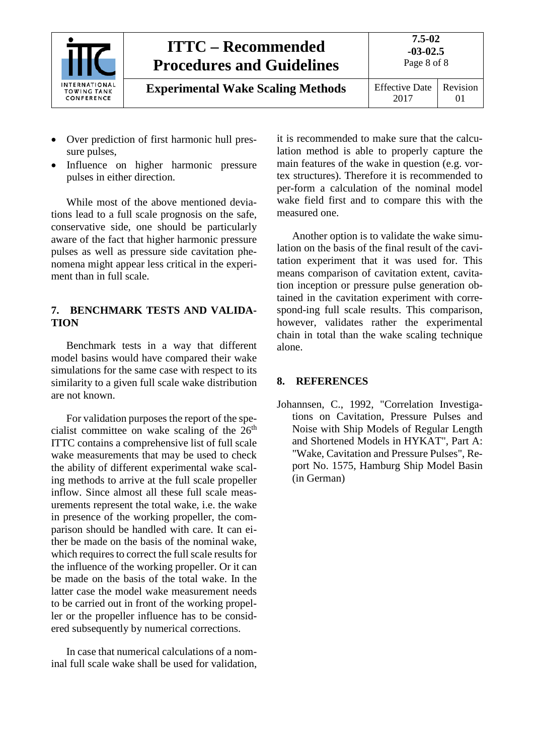- Over prediction of first harmonic hull pressure pulses,
- Influence on higher harmonic pressure pulses in either direction.

While most of the above mentioned deviations lead to a full scale prognosis on the safe, conservative side, one should be particularly aware of the fact that higher harmonic pressure pulses as well as pressure side cavitation phenomena might appear less critical in the experiment than in full scale.

## 7. BENCHMARK TESTS AND VALIDATION

Benchmark tests in a way that different model basins would have compared their wake simulations for the same case with respect to its similarity to a given full scale wake distribution are not known.

For validation purposes the report of the specialist committee on wake scaling of the 26th ITTC contains a comprehensive list of full scale wake measurements that may be used to check the ability of different experimental wake scaling methods to arrive at the full scale propeller inflow. Since almost all these full scale measurements represent the total wake, i.e. the wake in presence of the working propeller, the comparison should be handled with care. It can either be made on the basis of the nominal wake, which requires to correct the full scale results for the influence of the working propeller. Or it can be made on the basis of the total wake. In the latter case the model wake measurement needs to be carried out in front of the working propeller or the propeller influence has to be considered subsequently by numerical corrections.

In case that numerical calculations of a nominal full scale wake shall be used for validation, it is recommended to make sure that the calculation method is able to properly capture the main features of the wake in question (e.g. vortex structures). Therefore it is recommended to per-form a calculation of the nominal model wake field first and to compare this with the measured one.

Another option is to validate the wake simulation on the basis of the final result of the cavitation experiment that it was used for. This means comparison of cavitation extent, cavitation inception or pressure pulse generation obtained in the cavitation experiment with correspond-ing full scale results. This comparison, however, validates rather the experimental chain in total than the wake scaling technique alone.

## 8. REFERENCES

Johannsen, C., 1992, "Correlation Investigations on Cavitation, Pressure Pulses and Noise with Ship Models of Regular Length and Shortened Models in HYKAT", Part A: "Wake, Cavitation and Pressure Pulses", Report No. 1575, Hamburg Ship Model Basin (in German)